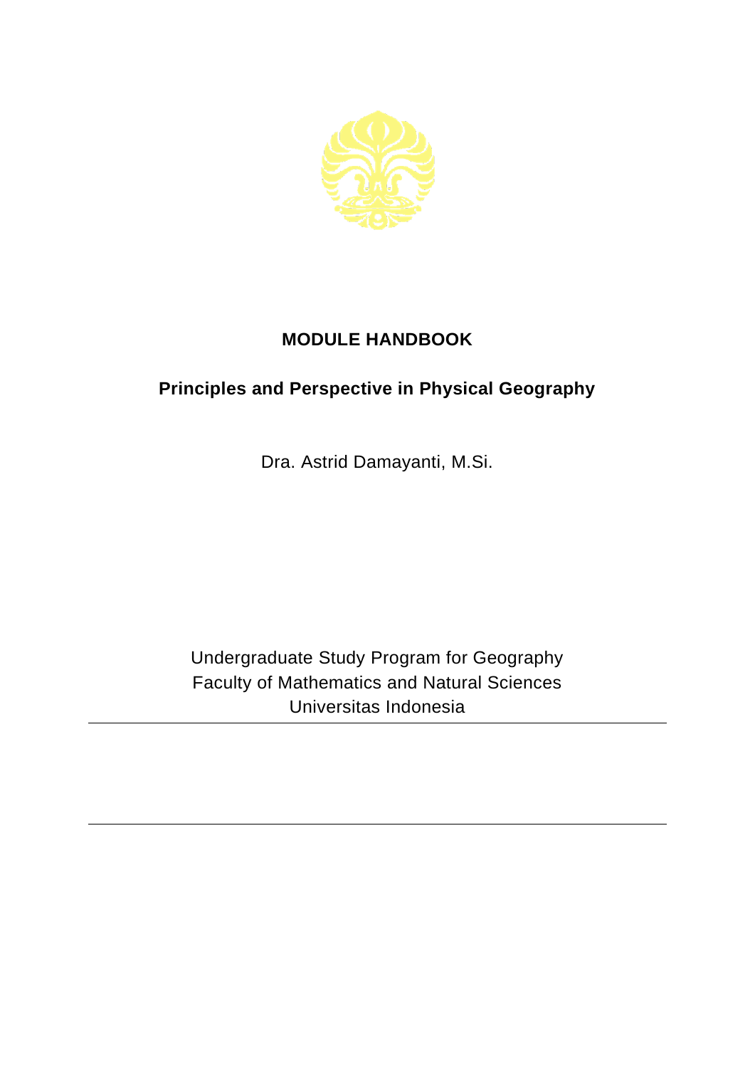# MODULE HANDBOOK

## Principles and Perspective in Physical Geography

Dra. Astrid Damayanti, M.Si.

Undergraduate Study Program for Geography
Faculty of Mathematics and Natural Sciences
Universitas Indonesia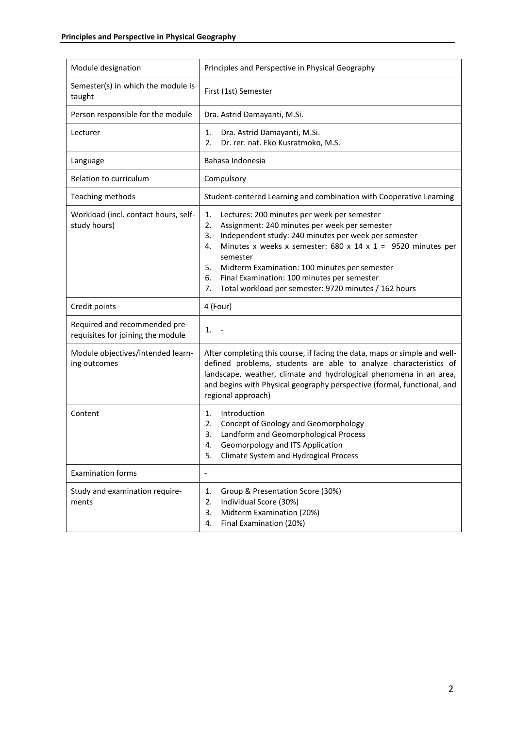| Module designation | Principles and Perspective in Physical Geography |
|---|---|
| Semester(s) in which the module is taught | First (1st) Semester |
| Person responsible for the module | Dra. Astrid Damayanti, M.Si. |
| Lecturer | 1. Dra. Astrid Damayanti, M.Si.<br>2. Dr. rer. nat. Eko Kusratmoko, M.S. |
| Language | Bahasa Indonesia |
| Relation to curriculum | Compulsory |
| Teaching methods | Student-centered Learning and combination with Cooperative Learning |
| Workload (incl. contact hours, self-study hours) | 1. Lectures: 200 minutes per week per semester<br>2. Assignment: 240 minutes per week per semester<br>3. Independent study: 240 minutes per week per semester<br>4. Minutes x weeks x semester: 680 x 14 x 1 = 9520 minutes per semester<br>5. Midterm Examination: 100 minutes per semester<br>6. Final Examination: 100 minutes per semester<br>7. Total workload per semester: 9720 minutes / 162 hours |
| Credit points | 4 (Four) |
| Required and recommended pre-requisites for joining the module | 1. - |
| Module objectives/intended learning outcomes | After completing this course, if facing the data, maps or simple and well-defined problems, students are able to analyze characteristics of landscape, weather, climate and hydrological phenomena in an area, and begins with Physical geography perspective (formal, functional, and regional approach) |
| Content | 1. Introduction<br>2. Concept of Geology and Geomorphology<br>3. Landform and Geomorphological Process<br>4. Geomorpology and ITS Application<br>5. Climate System and Hydrogical Process |
| Examination forms | - |
| Study and examination requirements | 1. Group & Presentation Score (30%)<br>2. Individual Score (30%)<br>3. Midterm Examination (20%)<br>4. Final Examination (20%) |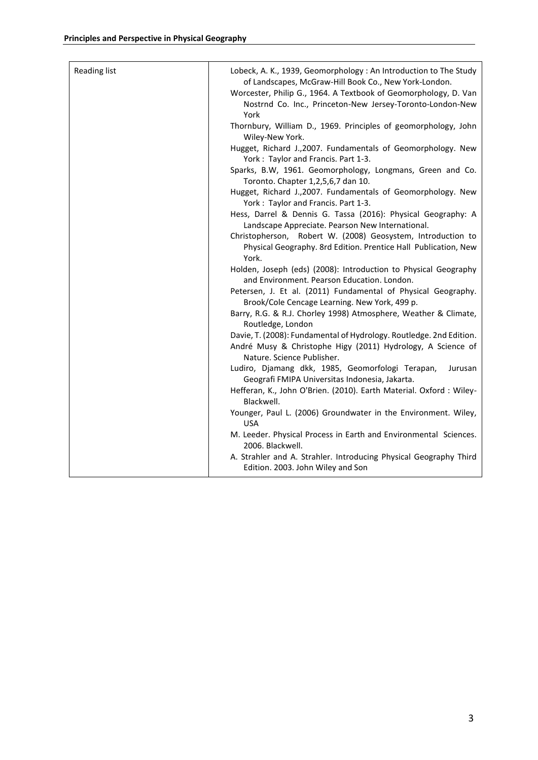| | |
|---|---|
| Reading list | Lobeck, A. K., 1939, Geomorphology : An Introduction to The Study of Landscapes, McGraw-Hill Book Co., New York-London.<br>Worcester, Philip G., 1964. A Textbook of Geomorphology, D. Van Nostrnd Co. Inc., Princeton-New Jersey-Toronto-London-New York<br>Thornbury, William D., 1969. Principles of geomorphology, John Wiley-New York.<br>Hugget, Richard J.,2007. Fundamentals of Geomorphology. New York : Taylor and Francis. Part 1-3.<br>Sparks, B.W, 1961. Geomorphology, Longmans, Green and Co. Toronto. Chapter 1,2,5,6,7 dan 10.<br>Hugget, Richard J.,2007. Fundamentals of Geomorphology. New York : Taylor and Francis. Part 1-3.<br>Hess, Darrel & Dennis G. Tassa (2016): Physical Geography: A Landscape Appreciate. Pearson New International.<br>Christopherson, Robert W. (2008) Geosystem, Introduction to Physical Geography. 8rd Edition. Prentice Hall Publication, New York.<br>Holden, Joseph (eds) (2008): Introduction to Physical Geography and Environment. Pearson Education. London.<br>Petersen, J. Et al. (2011) Fundamental of Physical Geography. Brook/Cole Cencage Learning. New York, 499 p.<br>Barry, R.G. & R.J. Chorley 1998) Atmosphere, Weather & Climate, Routledge, London<br>Davie, T. (2008): Fundamental of Hydrology. Routledge. 2nd Edition.<br>André Musy & Christophe Higy (2011) Hydrology, A Science of Nature. Science Publisher.<br>Ludiro, Djamang dkk, 1985, Geomorfologi Terapan, Jurusan Geografi FMIPA Universitas Indonesia, Jakarta.<br>Hefferan, K., John O'Brien. (2010). Earth Material. Oxford : Wiley-Blackwell.<br>Younger, Paul L. (2006) Groundwater in the Environment. Wiley, USA<br>M. Leeder. Physical Process in Earth and Environmental Sciences. 2006. Blackwell.<br>A. Strahler and A. Strahler. Introducing Physical Geography Third Edition. 2003. John Wiley and Son |